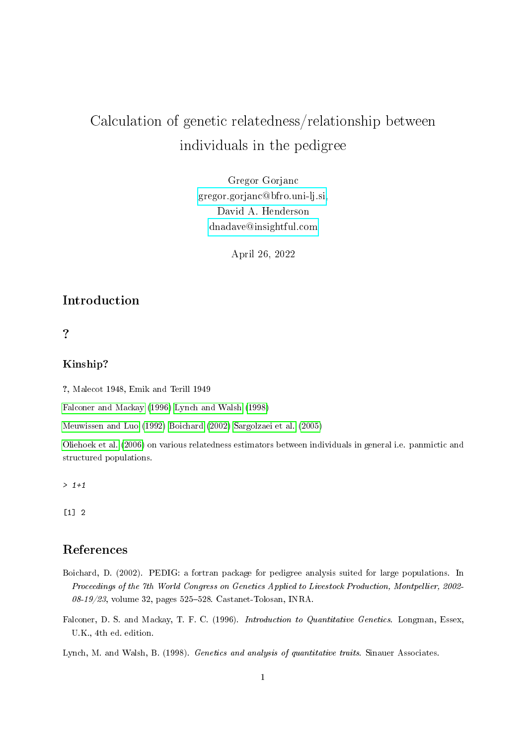# Calculation of genetic relatedness/relationship between individuals in the pedigree

Gregor Gorjanc
gregor.gorjanc@bfro.uni-lj.si,
David A. Henderson
dnadave@insightful.com

April 26, 2022

## Introduction

## ?

### Kinship?

?, Malecot 1948, Emik and Terill 1949

Falconer and Mackay (1996) Lynch and Walsh (1998)

Meuwissen and Luo (1992) Boichard (2002) Sargolzaei et al. (2005)

Oliehoek et al. (2006) on various relatedness estimators between individuals in general i.e. panmictic and structured populations.

```
> 1+1
```

```
[1] 2
```

## References

Boichard, D. (2002). PEDIG: a fortran package for pedigree analysis suited for large populations. In *Proceedings of the 7th World Congress on Genetics Applied to Livestock Production, Montpellier, 2002-08-19/23*, volume 32, pages 525–528. Castanet-Tolosan, INRA.

Falconer, D. S. and Mackay, T. F. C. (1996). *Introduction to Quantitative Genetics*. Longman, Essex, U.K., 4th ed. edition.

Lynch, M. and Walsh, B. (1998). *Genetics and analysis of quantitative traits*. Sinauer Associates.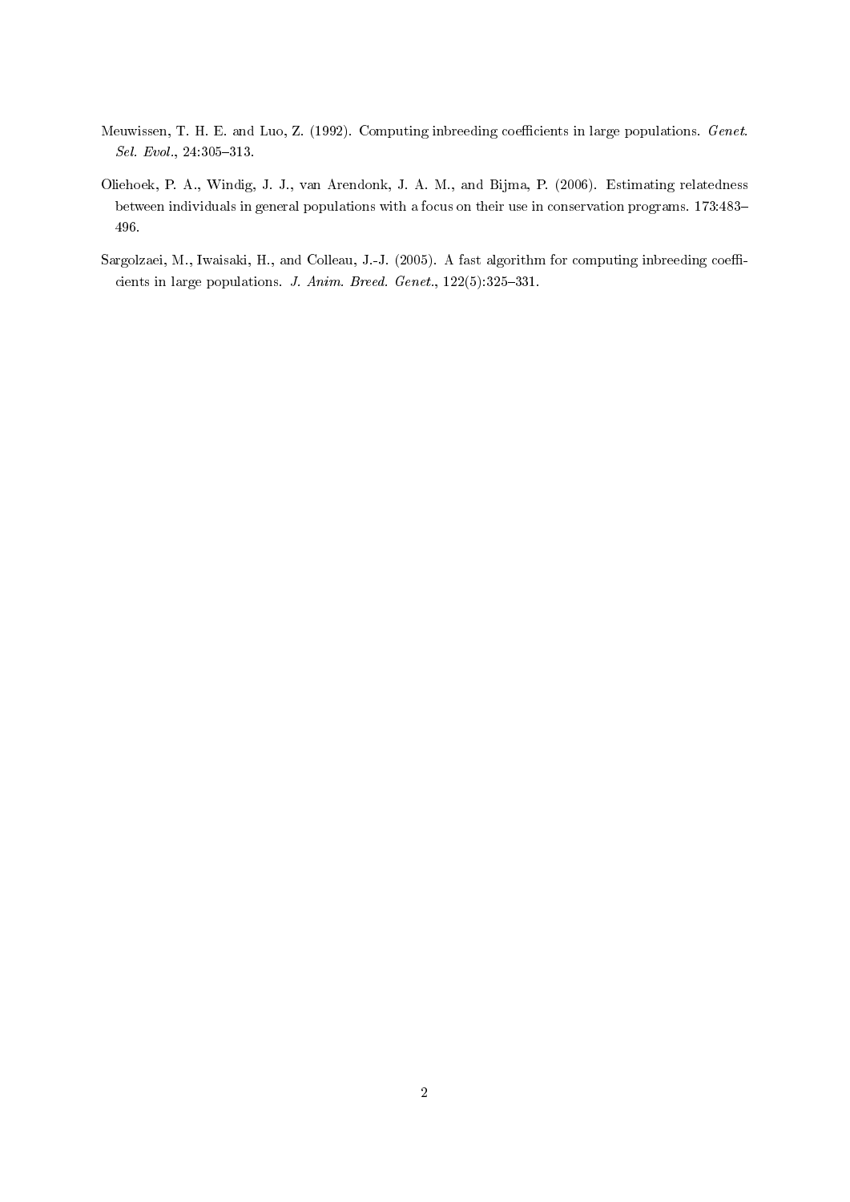Meuwissen, T. H. E. and Luo, Z. (1992). Computing inbreeding coefficients in large populations. *Genet. Sel. Evol.*, 24:305–313.

Oliehoek, P. A., Windig, J. J., van Arendonk, J. A. M., and Bijma, P. (2006). Estimating relatedness between individuals in general populations with a focus on their use in conservation programs. 173:483–496.

Sargolzaei, M., Iwaisaki, H., and Colleau, J.-J. (2005). A fast algorithm for computing inbreeding coefficients in large populations. *J. Anim. Breed. Genet.*, 122(5):325–331.